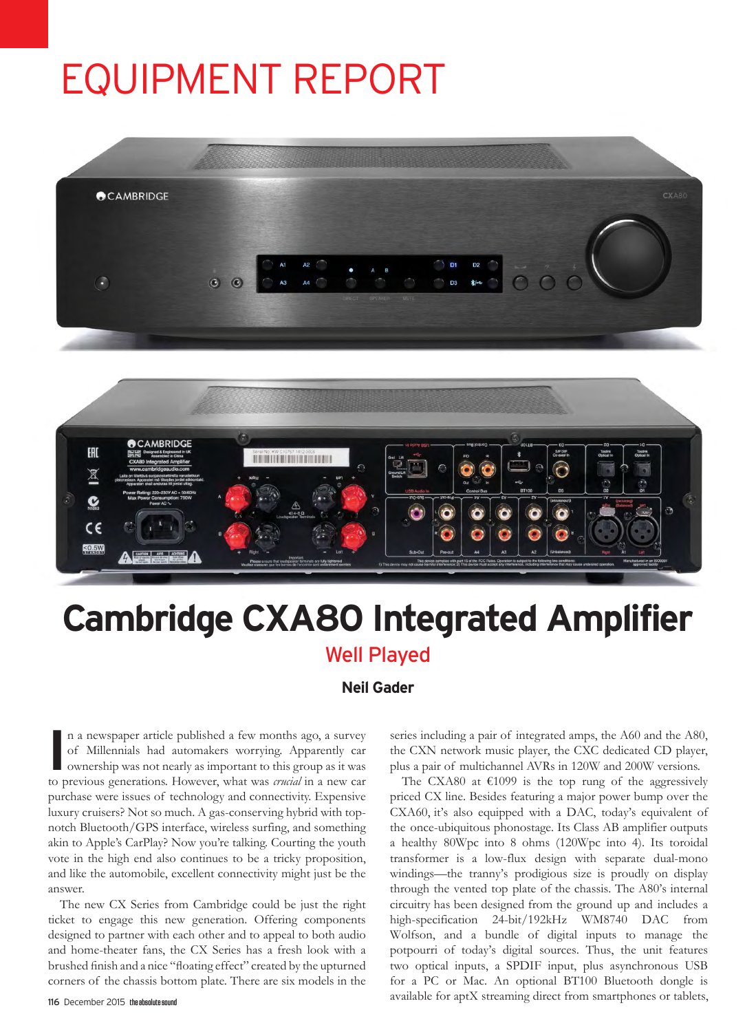# EQUIPMENT REPORT

## Cambridge CXA80 Integrated Amplifier

### Well Played

**Neil Gader**

In a newspaper article published a few months ago, a survey of Millennials had automakers worrying. Apparently car ownership was not nearly as important to this group as it was to previous generations. However, what was *crucial* in a new car purchase were issues of technology and connectivity. Expensive luxury cruisers? Not so much. A gas-conserving hybrid with top-notch Bluetooth/GPS interface, wireless surfing, and something akin to Apple's CarPlay? Now you're talking. Courting the youth vote in the high end also continues to be a tricky proposition, and like the automobile, excellent connectivity might just be the answer.

The new CX Series from Cambridge could be just the right ticket to engage this new generation. Offering components designed to partner with each other and to appeal to both audio and home-theater fans, the CX Series has a fresh look with a brushed finish and a nice "floating effect" created by the upturned corners of the chassis bottom plate. There are six models in the series including a pair of integrated amps, the A60 and the A80, the CXN network music player, the CXC dedicated CD player, plus a pair of multichannel AVRs in 120W and 200W versions.

The CXA80 at €1099 is the top rung of the aggressively priced CX line. Besides featuring a major power bump over the CXA60, it's also equipped with a DAC, today's equivalent of the once-ubiquitous phonostage. Its Class AB amplifier outputs a healthy 80Wpc into 8 ohms (120Wpc into 4). Its toroidal transformer is a low-flux design with separate dual-mono windings—the tranny's prodigious size is proudly on display through the vented top plate of the chassis. The A80's internal circuitry has been designed from the ground up and includes a high-specification 24-bit/192kHz WM8740 DAC from Wolfson, and a bundle of digital inputs to manage the potpourri of today's digital sources. Thus, the unit features two optical inputs, a SPDIF input, plus asynchronous USB for a PC or Mac. An optional BT100 Bluetooth dongle is available for aptX streaming direct from smartphones or tablets,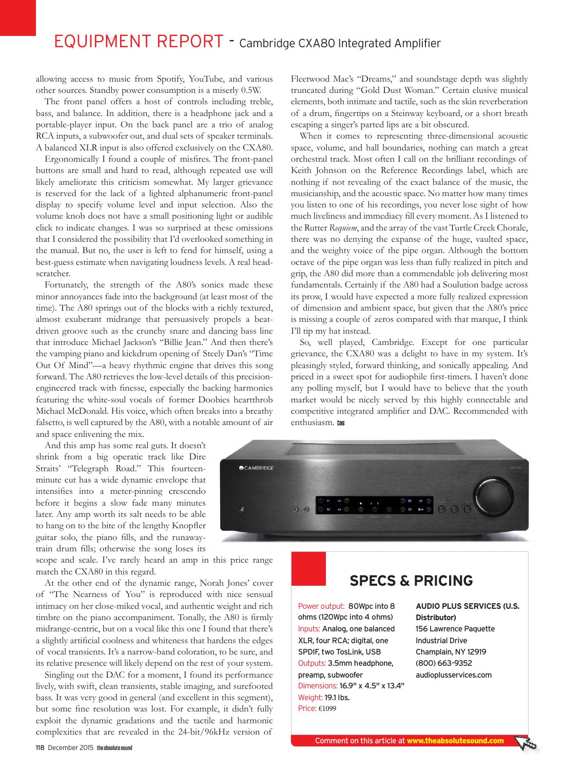allowing access to music from Spotify, YouTube, and various other sources. Standby power consumption is a miserly 0.5W.

The front panel offers a host of controls including treble, bass, and balance. In addition, there is a headphone jack and a portable-player input. On the back panel are a trio of analog RCA inputs, a subwoofer out, and dual sets of speaker terminals. A balanced XLR input is also offered exclusively on the CXA80.

Ergonomically I found a couple of misfires. The front-panel buttons are small and hard to read, although repeated use will likely ameliorate this criticism somewhat. My larger grievance is reserved for the lack of a lighted alphanumeric front-panel display to specify volume level and input selection. Also the volume knob does not have a small positioning light or audible click to indicate changes. I was so surprised at these omissions that I considered the possibility that I'd overlooked something in the manual. But no, the user is left to fend for himself, using a best-guess estimate when navigating loudness levels. A real head-scratcher.

Fortunately, the strength of the A80's sonics made these minor annoyances fade into the background (at least most of the time). The A80 springs out of the blocks with a richly textured, almost exuberant midrange that persuasively propels a beat-driven groove such as the crunchy snare and dancing bass line that introduce Michael Jackson's "Billie Jean." And then there's the vamping piano and kickdrum opening of Steely Dan's "Time Out Of Mind"—a heavy rhythmic engine that drives this song forward. The A80 retrieves the low-level details of this precision-engineered track with finesse, especially the backing harmonies featuring the white-soul vocals of former Doobies heartthrob Michael McDonald. His voice, which often breaks into a breathy falsetto, is well captured by the A80, with a notable amount of air and space enlivening the mix.

And this amp has some real guts. It doesn't shrink from a big operatic track like Dire Straits' "Telegraph Road." This fourteen-minute cut has a wide dynamic envelope that intensifies into a meter-pinning crescendo before it begins a slow fade many minutes later. Any amp worth its salt needs to be able to hang on to the bite of the lengthy Knopfler guitar solo, the piano fills, and the runaway-train drum fills; otherwise the song loses its scope and scale. I've rarely heard an amp in this price range match the CXA80 in this regard.

At the other end of the dynamic range, Norah Jones' cover of "The Nearness of You" is reproduced with nice sensual intimacy on her close-miked vocal, and authentic weight and rich timbre on the piano accompaniment. Tonally, the A80 is firmly midrange-centric, but on a vocal like this one I found that there's a slightly artificial coolness and whiteness that hardens the edges of vocal transients. It's a narrow-band coloration, to be sure, and its relative presence will likely depend on the rest of your system.

Singling out the DAC for a moment, I found its performance lively, with swift, clean transients, stable imaging, and surefooted bass. It was very good in general (and excellent in this segment), but some fine resolution was lost. For example, it didn't fully exploit the dynamic gradations and the tactile and harmonic complexities that are revealed in the 24-bit/96kHz version of Fleetwood Mac's "Dreams," and soundstage depth was slightly truncated during "Gold Dust Woman." Certain elusive musical elements, both intimate and tactile, such as the skin reverberation of a drum, fingertips on a Steinway keyboard, or a short breath escaping a singer's parted lips are a bit obscured.

When it comes to representing three-dimensional acoustic space, volume, and hall boundaries, nothing can match a great orchestral track. Most often I call on the brilliant recordings of Keith Johnson on the Reference Recordings label, which are nothing if not revealing of the exact balance of the music, the musicianship, and the acoustic space. No matter how many times you listen to one of his recordings, you never lose sight of how much liveliness and immediacy fill every moment. As I listened to the Rutter *Requiem*, and the array of the vast Turtle Creek Chorale, there was no denying the expanse of the huge, vaulted space, and the weighty voice of the pipe organ. Although the bottom octave of the pipe organ was less than fully realized in pitch and grip, the A80 did more than a commendable job delivering most fundamentals. Certainly if the A80 had a Soulution badge across its prow, I would have expected a more fully realized expression of dimension and ambient space, but given that the A80's price is missing a couple of zeros compared with that marque, I think I'll tip my hat instead.

So, well played, Cambridge. Except for one particular grievance, the CXA80 was a delight to have in my system. It's pleasingly styled, forward thinking, and sonically appealing. And priced in a sweet spot for audiophile first-timers. I haven't done any polling myself, but I would have to believe that the youth market would be nicely served by this highly connectable and competitive integrated amplifier and DAC. Recommended with enthusiasm. tas

## SPECS & PRICING

Power output: 80Wpc into 8 ohms (120Wpc into 4 ohms)
Inputs: Analog, one balanced XLR, four RCA; digital, one SPDIF, two TosLink, USB
Outputs: 3.5mm headphone, preamp, subwoofer
Dimensions: 16.9" x 4.5" x 13.4"
Weight: 19.1 lbs.
Price: €1099

**AUDIO PLUS SERVICES (U.S. Distributor)**
156 Lawrence Paquette Industrial Drive
Champlain, NY 12919
(800) 663-9352
audioplusservices.com

Comment on this article at www.theabsolutesound.com